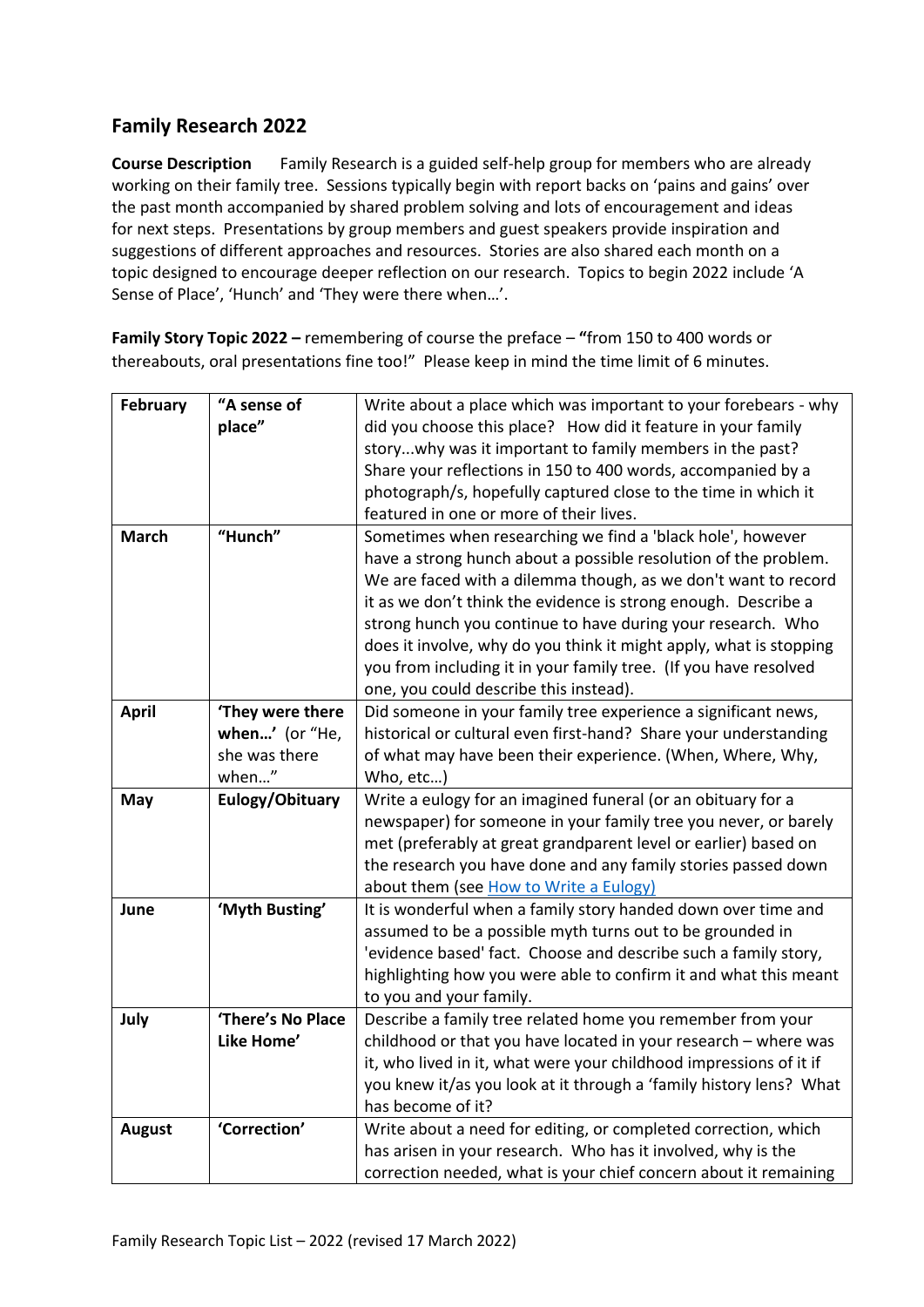## Family Research 2022

**Course Description** Family Research is a guided self-help group for members who are already working on their family tree. Sessions typically begin with report backs on 'pains and gains' over the past month accompanied by shared problem solving and lots of encouragement and ideas for next steps. Presentations by group members and guest speakers provide inspiration and suggestions of different approaches and resources. Stories are also shared each month on a topic designed to encourage deeper reflection on our research. Topics to begin 2022 include 'A Sense of Place', 'Hunch' and 'They were there when…'.

**Family Story Topic 2022 –** remembering of course the preface – **"**from 150 to 400 words or thereabouts, oral presentations fine too!" Please keep in mind the time limit of 6 minutes.

| | | |
|---|---|---|
| **February** | **"A sense of place"** | Write about a place which was important to your forebears - why did you choose this place? How did it feature in your family story...why was it important to family members in the past? Share your reflections in 150 to 400 words, accompanied by a photograph/s, hopefully captured close to the time in which it featured in one or more of their lives. |
| **March** | **"Hunch"** | Sometimes when researching we find a 'black hole', however have a strong hunch about a possible resolution of the problem. We are faced with a dilemma though, as we don't want to record it as we don't think the evidence is strong enough. Describe a strong hunch you continue to have during your research. Who does it involve, why do you think it might apply, what is stopping you from including it in your family tree. (If you have resolved one, you could describe this instead). |
| **April** | **'They were there when…'** (or "He, she was there when…" | Did someone in your family tree experience a significant news, historical or cultural even first-hand? Share your understanding of what may have been their experience. (When, Where, Why, Who, etc…) |
| **May** | **Eulogy/Obituary** | Write a eulogy for an imagined funeral (or an obituary for a newspaper) for someone in your family tree you never, or barely met (preferably at great grandparent level or earlier) based on the research you have done and any family stories passed down about them (see [How to Write a Eulogy)]() |
| **June** | **'Myth Busting'** | It is wonderful when a family story handed down over time and assumed to be a possible myth turns out to be grounded in 'evidence based' fact. Choose and describe such a family story, highlighting how you were able to confirm it and what this meant to you and your family. |
| **July** | **'There's No Place Like Home'** | Describe a family tree related home you remember from your childhood or that you have located in your research – where was it, who lived in it, what were your childhood impressions of it if you knew it/as you look at it through a 'family history lens? What has become of it? |
| **August** | **'Correction'** | Write about a need for editing, or completed correction, which has arisen in your research. Who has it involved, why is the correction needed, what is your chief concern about it remaining |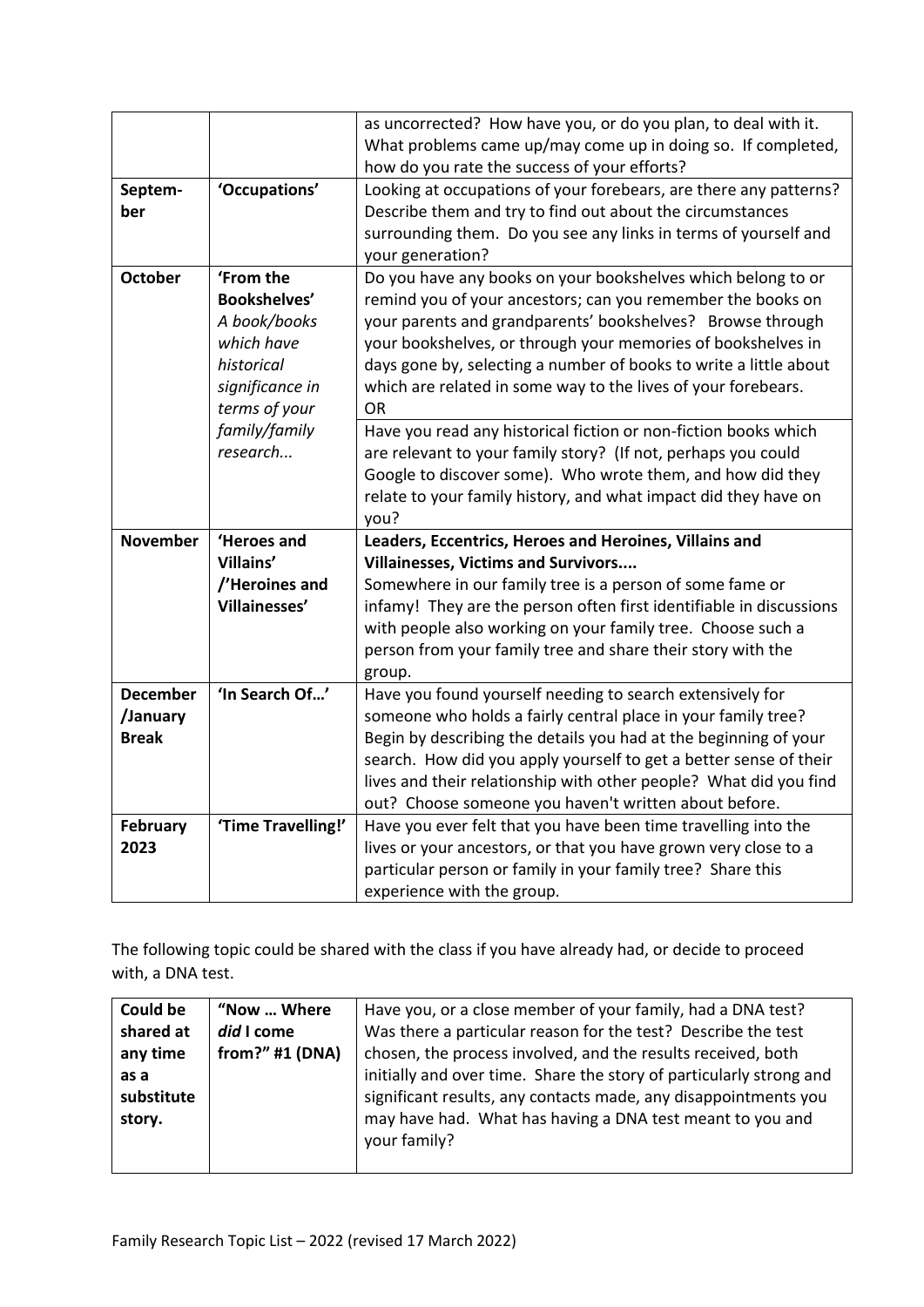| | | |
|---|---|---|
| | | as uncorrected? How have you, or do you plan, to deal with it. What problems came up/may come up in doing so. If completed, how do you rate the success of your efforts? |
| **September** | **'Occupations'** | Looking at occupations of your forebears, are there any patterns? Describe them and try to find out about the circumstances surrounding them. Do you see any links in terms of yourself and your generation? |
| **October** | **'From the Bookshelves'** *A book/books which have historical significance in terms of your family/family research...* | Do you have any books on your bookshelves which belong to or remind you of your ancestors; can you remember the books on your parents and grandparents' bookshelves? Browse through your bookshelves, or through your memories of bookshelves in days gone by, selecting a number of books to write a little about which are related in some way to the lives of your forebears. OR<br>Have you read any historical fiction or non-fiction books which are relevant to your family story? (If not, perhaps you could Google to discover some). Who wrote them, and how did they relate to your family history, and what impact did they have on you? |
| **November** | **'Heroes and Villains' /'Heroines and Villainesses'** | **Leaders, Eccentrics, Heroes and Heroines, Villains and Villainesses, Victims and Survivors....**<br>Somewhere in our family tree is a person of some fame or infamy! They are the person often first identifiable in discussions with people also working on your family tree. Choose such a person from your family tree and share their story with the group. |
| **December /January Break** | **'In Search Of…'** | Have you found yourself needing to search extensively for someone who holds a fairly central place in your family tree? Begin by describing the details you had at the beginning of your search. How did you apply yourself to get a better sense of their lives and their relationship with other people? What did you find out? Choose someone you haven't written about before. |
| **February 2023** | **'Time Travelling!'** | Have you ever felt that you have been time travelling into the lives or your ancestors, or that you have grown very close to a particular person or family in your family tree? Share this experience with the group. |

The following topic could be shared with the class if you have already had, or decide to proceed with, a DNA test.

| | | |
|---|---|---|
| **Could be shared at any time as a substitute story.** | **"Now … Where *did* I come from?" #1 (DNA)** | Have you, or a close member of your family, had a DNA test? Was there a particular reason for the test? Describe the test chosen, the process involved, and the results received, both initially and over time. Share the story of particularly strong and significant results, any contacts made, any disappointments you may have had. What has having a DNA test meant to you and your family? |

Family Research Topic List – 2022 (revised 17 March 2022)